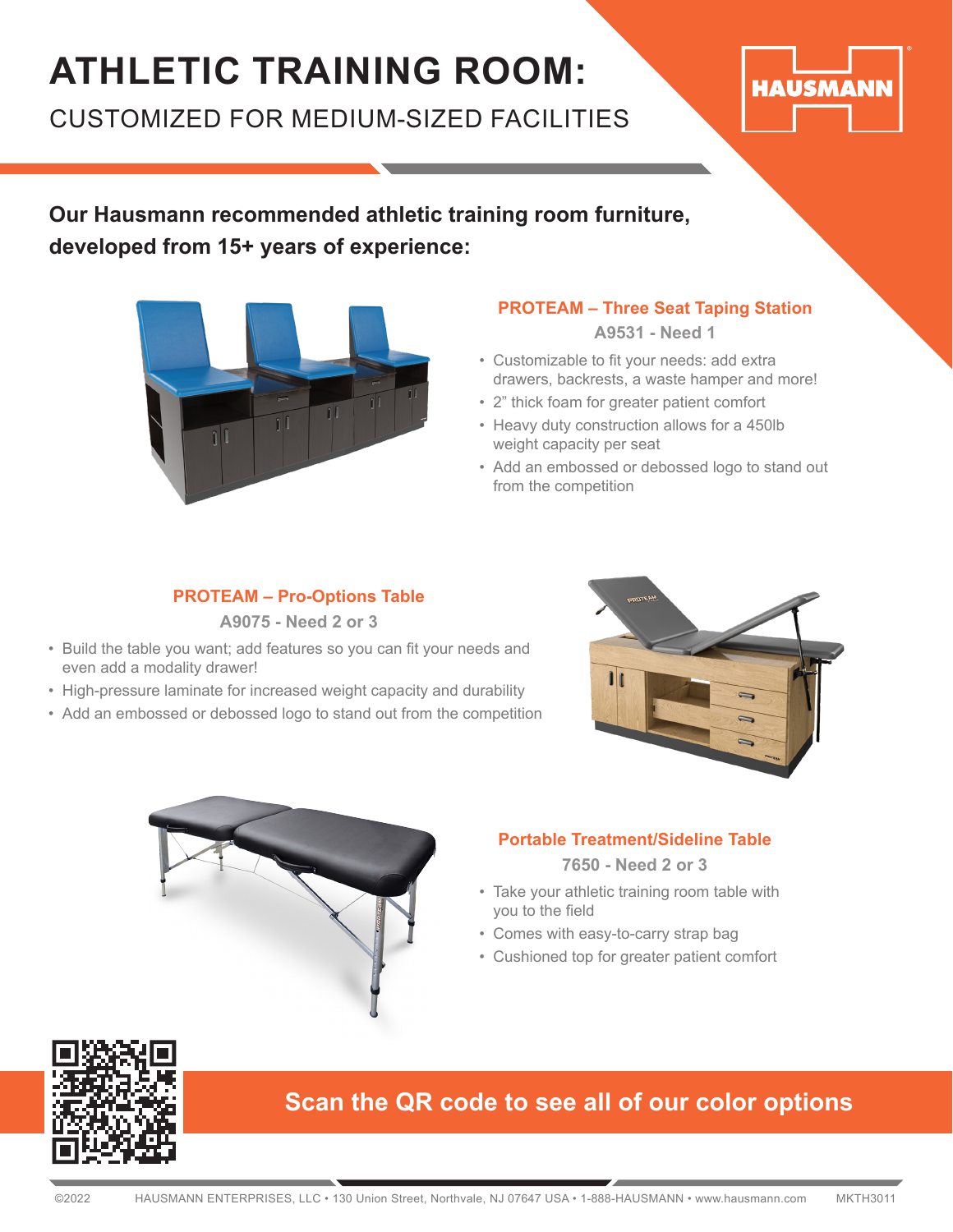# ATHLETIC TRAINING ROOM:

CUSTOMIZED FOR MEDIUM-SIZED FACILITIES

HAUSMANN

**Our Hausmann recommended athletic training room furniture, developed from 15+ years of experience:**

### PROTEAM – Three Seat Taping Station

**A9531 - Need 1**

- Customizable to fit your needs: add extra drawers, backrests, a waste hamper and more!
- 2" thick foam for greater patient comfort
- Heavy duty construction allows for a 450lb weight capacity per seat
- Add an embossed or debossed logo to stand out from the competition

### PROTEAM – Pro-Options Table

**A9075 - Need 2 or 3**

- Build the table you want; add features so you can fit your needs and even add a modality drawer!
- High-pressure laminate for increased weight capacity and durability
- Add an embossed or debossed logo to stand out from the competition

### Portable Treatment/Sideline Table

**7650 - Need 2 or 3**

- Take your athletic training room table with you to the field
- Comes with easy-to-carry strap bag
- Cushioned top for greater patient comfort

**Scan the QR code to see all of our color options**

©2022 HAUSMANN ENTERPRISES, LLC • 130 Union Street, Northvale, NJ 07647 USA • 1-888-HAUSMANN • www.hausmann.com MKTH3011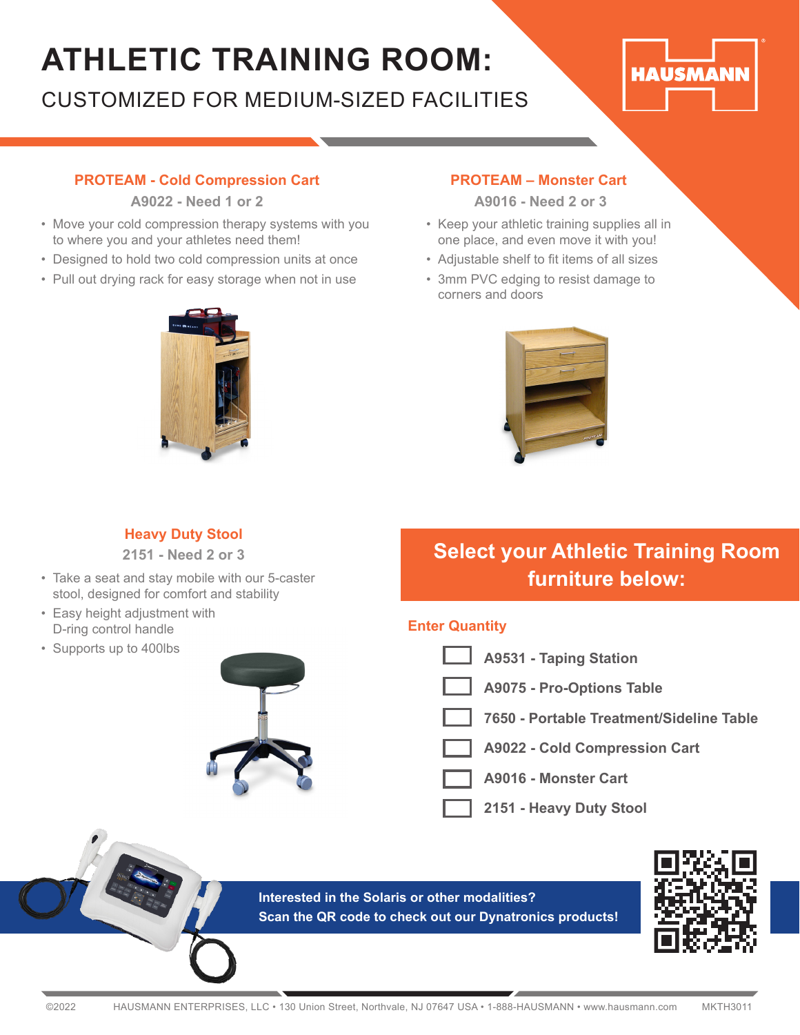# ATHLETIC TRAINING ROOM:

CUSTOMIZED FOR MEDIUM-SIZED FACILITIES

HAUSMANN

### PROTEAM - Cold Compression Cart

**A9022 - Need 1 or 2**

- Move your cold compression therapy systems with you to where you and your athletes need them!
- Designed to hold two cold compression units at once
- Pull out drying rack for easy storage when not in use

### PROTEAM – Monster Cart

**A9016 - Need 2 or 3**

- Keep your athletic training supplies all in one place, and even move it with you!
- Adjustable shelf to fit items of all sizes
- 3mm PVC edging to resist damage to corners and doors

### Heavy Duty Stool

**2151 - Need 2 or 3**

- Take a seat and stay mobile with our 5-caster stool, designed for comfort and stability
- Easy height adjustment with D-ring control handle
- Supports up to 400lbs

## Select your Athletic Training Room furniture below:

**Enter Quantity**

- [ ] **A9531 - Taping Station**
- [ ] **A9075 - Pro-Options Table**
- [ ] **7650 - Portable Treatment/Sideline Table**
- [ ] **A9022 - Cold Compression Cart**
- [ ] **A9016 - Monster Cart**
- [ ] **2151 - Heavy Duty Stool**

**Interested in the Solaris or other modalities?**
**Scan the QR code to check out our Dynatronics products!**

©2022 HAUSMANN ENTERPRISES, LLC • 130 Union Street, Northvale, NJ 07647 USA • 1-888-HAUSMANN • www.hausmann.com MKTH3011